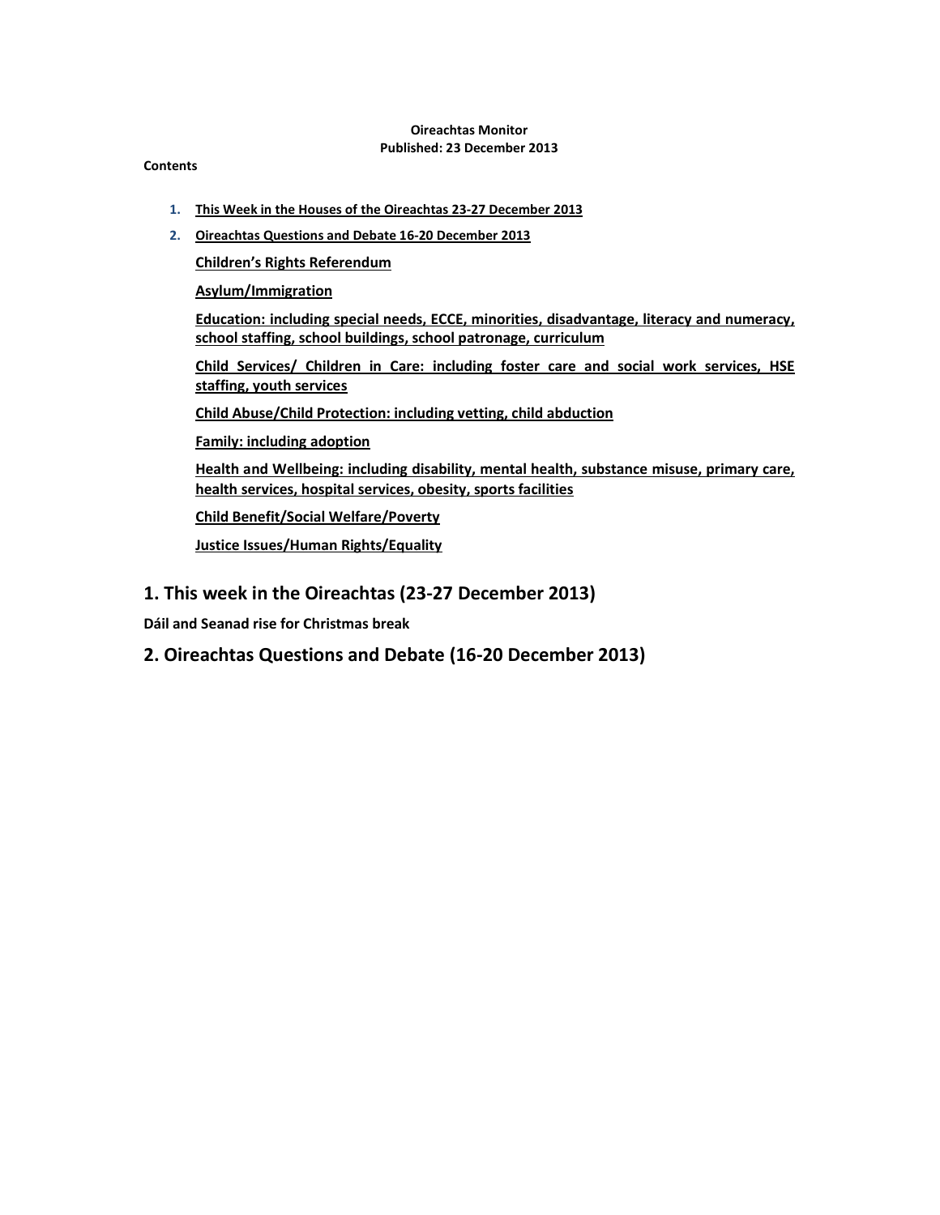**Oireachtas Monitor**
**Published: 23 December 2013**

**Contents**

1. **This Week in the Houses of the Oireachtas 23-27 December 2013**
2. **Oireachtas Questions and Debate 16-20 December 2013**

   **Children's Rights Referendum**

   **Asylum/Immigration**

   **Education: including special needs, ECCE, minorities, disadvantage, literacy and numeracy, school staffing, school buildings, school patronage, curriculum**

   **Child Services/ Children in Care: including foster care and social work services, HSE staffing, youth services**

   **Child Abuse/Child Protection: including vetting, child abduction**

   **Family: including adoption**

   **Health and Wellbeing: including disability, mental health, substance misuse, primary care, health services, hospital services, obesity, sports facilities**

   **Child Benefit/Social Welfare/Poverty**

   **Justice Issues/Human Rights/Equality**

## 1. This week in the Oireachtas (23-27 December 2013)

**Dáil and Seanad rise for Christmas break**

## 2. Oireachtas Questions and Debate (16-20 December 2013)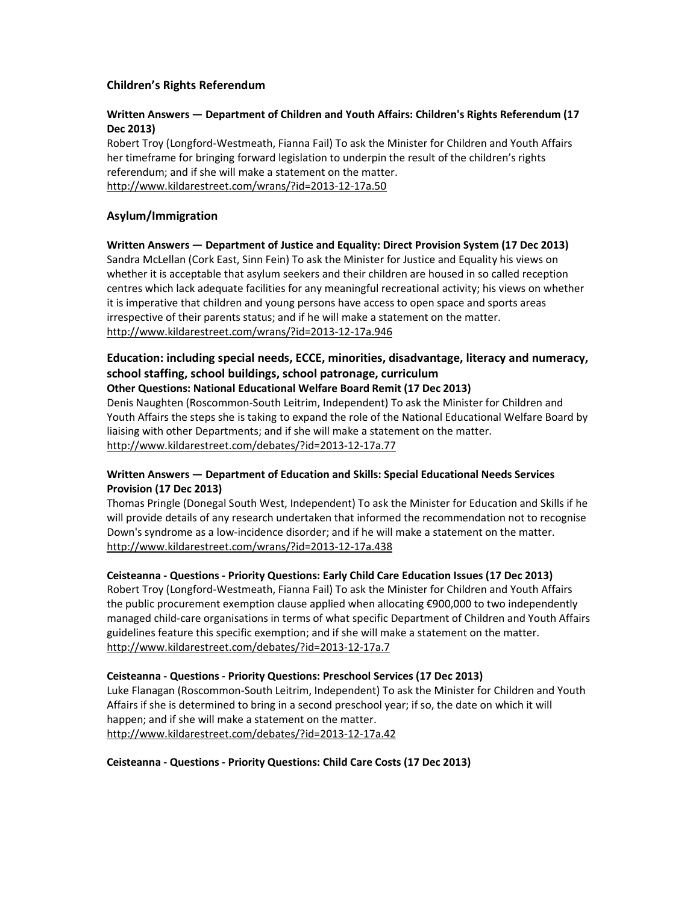## Children's Rights Referendum

**Written Answers — Department of Children and Youth Affairs: Children's Rights Referendum (17 Dec 2013)**
Robert Troy (Longford-Westmeath, Fianna Fail) To ask the Minister for Children and Youth Affairs her timeframe for bringing forward legislation to underpin the result of the children's rights referendum; and if she will make a statement on the matter.
http://www.kildarestreet.com/wrans/?id=2013-12-17a.50

## Asylum/Immigration

**Written Answers — Department of Justice and Equality: Direct Provision System (17 Dec 2013)**
Sandra McLellan (Cork East, Sinn Fein) To ask the Minister for Justice and Equality his views on whether it is acceptable that asylum seekers and their children are housed in so called reception centres which lack adequate facilities for any meaningful recreational activity; his views on whether it is imperative that children and young persons have access to open space and sports areas irrespective of their parents status; and if he will make a statement on the matter.
http://www.kildarestreet.com/wrans/?id=2013-12-17a.946

## Education: including special needs, ECCE, minorities, disadvantage, literacy and numeracy, school staffing, school buildings, school patronage, curriculum

**Other Questions: National Educational Welfare Board Remit (17 Dec 2013)**
Denis Naughten (Roscommon-South Leitrim, Independent) To ask the Minister for Children and Youth Affairs the steps she is taking to expand the role of the National Educational Welfare Board by liaising with other Departments; and if she will make a statement on the matter.
http://www.kildarestreet.com/debates/?id=2013-12-17a.77

**Written Answers — Department of Education and Skills: Special Educational Needs Services Provision (17 Dec 2013)**
Thomas Pringle (Donegal South West, Independent) To ask the Minister for Education and Skills if he will provide details of any research undertaken that informed the recommendation not to recognise Down's syndrome as a low-incidence disorder; and if he will make a statement on the matter.
http://www.kildarestreet.com/wrans/?id=2013-12-17a.438

**Ceisteanna - Questions - Priority Questions: Early Child Care Education Issues (17 Dec 2013)**
Robert Troy (Longford-Westmeath, Fianna Fail) To ask the Minister for Children and Youth Affairs the public procurement exemption clause applied when allocating €900,000 to two independently managed child-care organisations in terms of what specific Department of Children and Youth Affairs guidelines feature this specific exemption; and if she will make a statement on the matter.
http://www.kildarestreet.com/debates/?id=2013-12-17a.7

**Ceisteanna - Questions - Priority Questions: Preschool Services (17 Dec 2013)**
Luke Flanagan (Roscommon-South Leitrim, Independent) To ask the Minister for Children and Youth Affairs if she is determined to bring in a second preschool year; if so, the date on which it will happen; and if she will make a statement on the matter.
http://www.kildarestreet.com/debates/?id=2013-12-17a.42

**Ceisteanna - Questions - Priority Questions: Child Care Costs (17 Dec 2013)**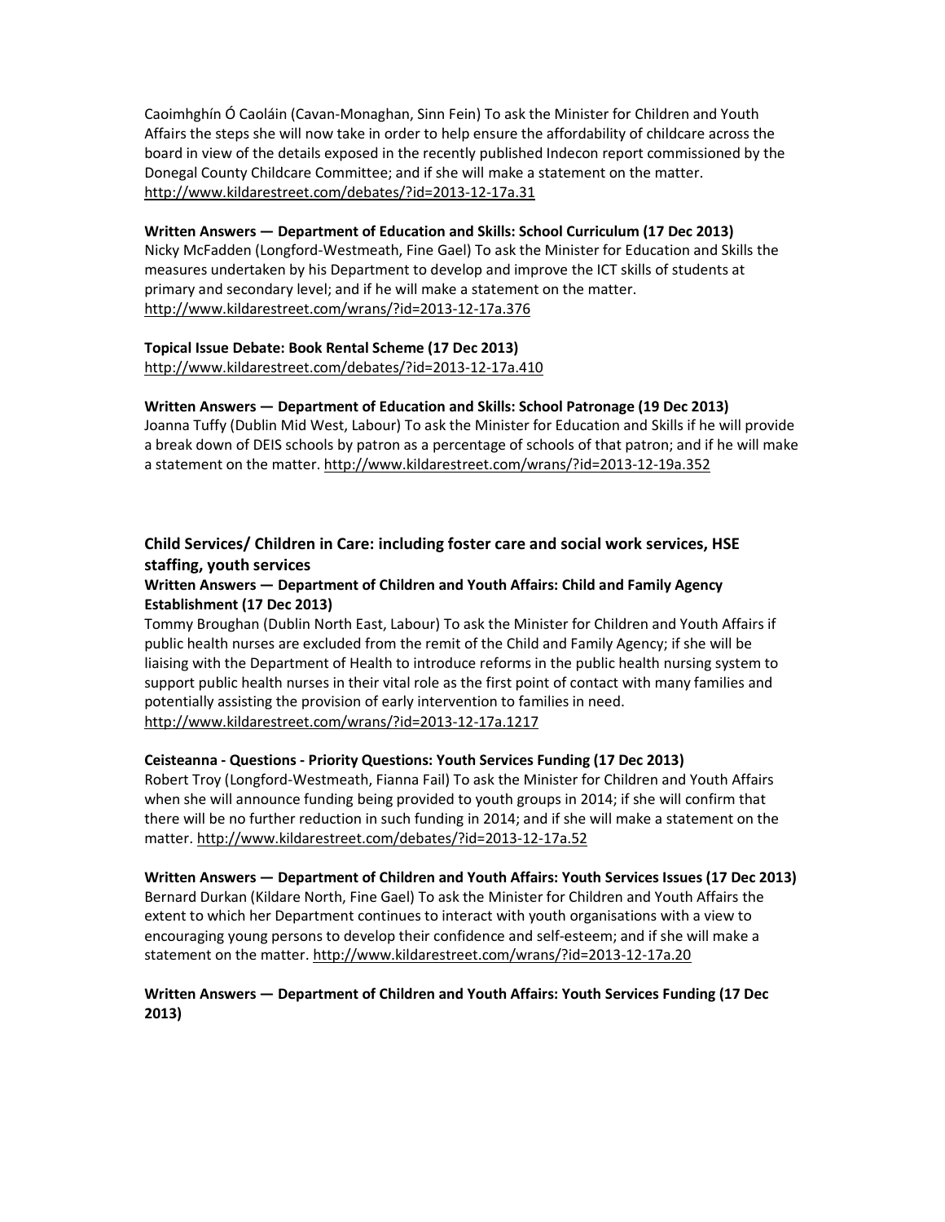Caoimhghín Ó Caoláin (Cavan-Monaghan, Sinn Fein) To ask the Minister for Children and Youth Affairs the steps she will now take in order to help ensure the affordability of childcare across the board in view of the details exposed in the recently published Indecon report commissioned by the Donegal County Childcare Committee; and if she will make a statement on the matter. http://www.kildarestreet.com/debates/?id=2013-12-17a.31

**Written Answers — Department of Education and Skills: School Curriculum (17 Dec 2013)**
Nicky McFadden (Longford-Westmeath, Fine Gael) To ask the Minister for Education and Skills the measures undertaken by his Department to develop and improve the ICT skills of students at primary and secondary level; and if he will make a statement on the matter. http://www.kildarestreet.com/wrans/?id=2013-12-17a.376

**Topical Issue Debate: Book Rental Scheme (17 Dec 2013)**
http://www.kildarestreet.com/debates/?id=2013-12-17a.410

**Written Answers — Department of Education and Skills: School Patronage (19 Dec 2013)**
Joanna Tuffy (Dublin Mid West, Labour) To ask the Minister for Education and Skills if he will provide a break down of DEIS schools by patron as a percentage of schools of that patron; and if he will make a statement on the matter. http://www.kildarestreet.com/wrans/?id=2013-12-19a.352

## Child Services/ Children in Care: including foster care and social work services, HSE staffing, youth services

**Written Answers — Department of Children and Youth Affairs: Child and Family Agency Establishment (17 Dec 2013)**
Tommy Broughan (Dublin North East, Labour) To ask the Minister for Children and Youth Affairs if public health nurses are excluded from the remit of the Child and Family Agency; if she will be liaising with the Department of Health to introduce reforms in the public health nursing system to support public health nurses in their vital role as the first point of contact with many families and potentially assisting the provision of early intervention to families in need. http://www.kildarestreet.com/wrans/?id=2013-12-17a.1217

**Ceisteanna - Questions - Priority Questions: Youth Services Funding (17 Dec 2013)**
Robert Troy (Longford-Westmeath, Fianna Fail) To ask the Minister for Children and Youth Affairs when she will announce funding being provided to youth groups in 2014; if she will confirm that there will be no further reduction in such funding in 2014; and if she will make a statement on the matter. http://www.kildarestreet.com/debates/?id=2013-12-17a.52

**Written Answers — Department of Children and Youth Affairs: Youth Services Issues (17 Dec 2013)**
Bernard Durkan (Kildare North, Fine Gael) To ask the Minister for Children and Youth Affairs the extent to which her Department continues to interact with youth organisations with a view to encouraging young persons to develop their confidence and self-esteem; and if she will make a statement on the matter. http://www.kildarestreet.com/wrans/?id=2013-12-17a.20

**Written Answers — Department of Children and Youth Affairs: Youth Services Funding (17 Dec 2013)**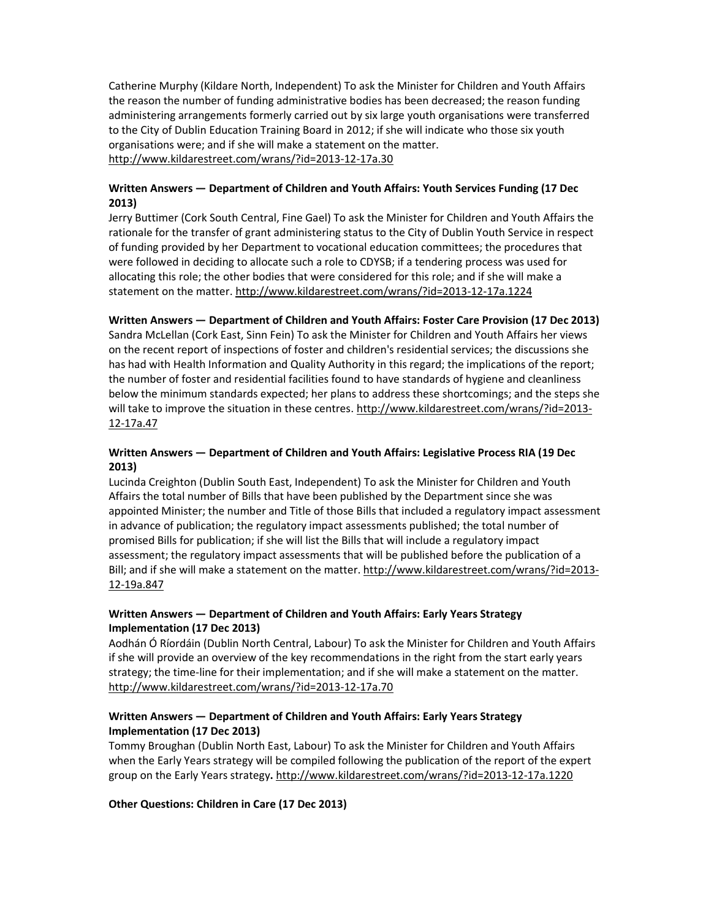Catherine Murphy (Kildare North, Independent) To ask the Minister for Children and Youth Affairs the reason the number of funding administrative bodies has been decreased; the reason funding administering arrangements formerly carried out by six large youth organisations were transferred to the City of Dublin Education Training Board in 2012; if she will indicate who those six youth organisations were; and if she will make a statement on the matter.
http://www.kildarestreet.com/wrans/?id=2013-12-17a.30

**Written Answers — Department of Children and Youth Affairs: Youth Services Funding (17 Dec 2013)**

Jerry Buttimer (Cork South Central, Fine Gael) To ask the Minister for Children and Youth Affairs the rationale for the transfer of grant administering status to the City of Dublin Youth Service in respect of funding provided by her Department to vocational education committees; the procedures that were followed in deciding to allocate such a role to CDYSB; if a tendering process was used for allocating this role; the other bodies that were considered for this role; and if she will make a statement on the matter. http://www.kildarestreet.com/wrans/?id=2013-12-17a.1224

**Written Answers — Department of Children and Youth Affairs: Foster Care Provision (17 Dec 2013)**

Sandra McLellan (Cork East, Sinn Fein) To ask the Minister for Children and Youth Affairs her views on the recent report of inspections of foster and children's residential services; the discussions she has had with Health Information and Quality Authority in this regard; the implications of the report; the number of foster and residential facilities found to have standards of hygiene and cleanliness below the minimum standards expected; her plans to address these shortcomings; and the steps she will take to improve the situation in these centres. http://www.kildarestreet.com/wrans/?id=2013-12-17a.47

**Written Answers — Department of Children and Youth Affairs: Legislative Process RIA (19 Dec 2013)**

Lucinda Creighton (Dublin South East, Independent) To ask the Minister for Children and Youth Affairs the total number of Bills that have been published by the Department since she was appointed Minister; the number and Title of those Bills that included a regulatory impact assessment in advance of publication; the regulatory impact assessments published; the total number of promised Bills for publication; if she will list the Bills that will include a regulatory impact assessment; the regulatory impact assessments that will be published before the publication of a Bill; and if she will make a statement on the matter. http://www.kildarestreet.com/wrans/?id=2013-12-19a.847

**Written Answers — Department of Children and Youth Affairs: Early Years Strategy Implementation (17 Dec 2013)**

Aodhán Ó Ríordáin (Dublin North Central, Labour) To ask the Minister for Children and Youth Affairs if she will provide an overview of the key recommendations in the right from the start early years strategy; the time-line for their implementation; and if she will make a statement on the matter.
http://www.kildarestreet.com/wrans/?id=2013-12-17a.70

**Written Answers — Department of Children and Youth Affairs: Early Years Strategy Implementation (17 Dec 2013)**

Tommy Broughan (Dublin North East, Labour) To ask the Minister for Children and Youth Affairs when the Early Years strategy will be compiled following the publication of the report of the expert group on the Early Years strategy**.** http://www.kildarestreet.com/wrans/?id=2013-12-17a.1220

**Other Questions: Children in Care (17 Dec 2013)**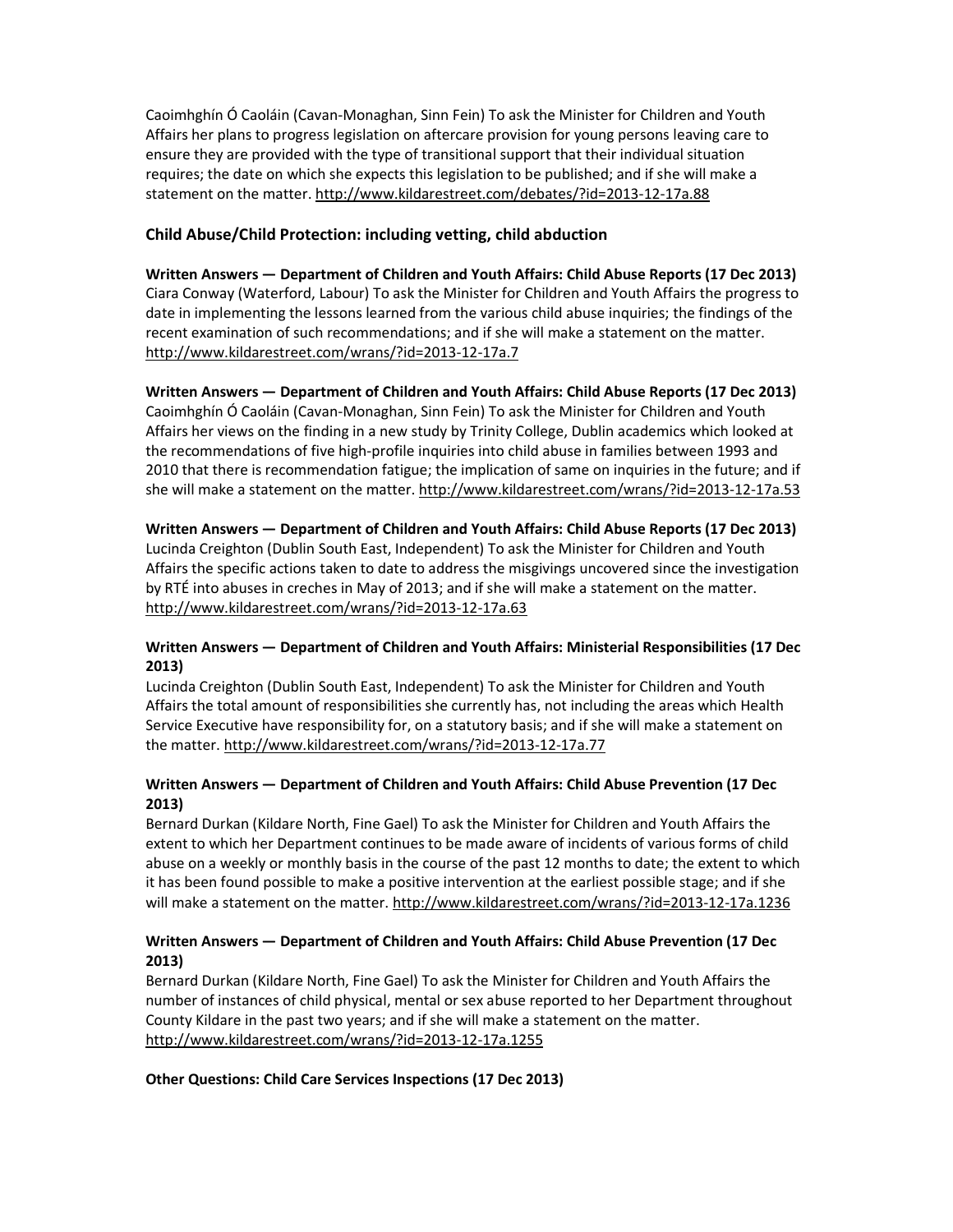Caoimhghín Ó Caoláin (Cavan-Monaghan, Sinn Fein) To ask the Minister for Children and Youth Affairs her plans to progress legislation on aftercare provision for young persons leaving care to ensure they are provided with the type of transitional support that their individual situation requires; the date on which she expects this legislation to be published; and if she will make a statement on the matter. http://www.kildarestreet.com/debates/?id=2013-12-17a.88

### Child Abuse/Child Protection: including vetting, child abduction

**Written Answers — Department of Children and Youth Affairs: Child Abuse Reports (17 Dec 2013)**
Ciara Conway (Waterford, Labour) To ask the Minister for Children and Youth Affairs the progress to date in implementing the lessons learned from the various child abuse inquiries; the findings of the recent examination of such recommendations; and if she will make a statement on the matter. http://www.kildarestreet.com/wrans/?id=2013-12-17a.7

**Written Answers — Department of Children and Youth Affairs: Child Abuse Reports (17 Dec 2013)**
Caoimhghín Ó Caoláin (Cavan-Monaghan, Sinn Fein) To ask the Minister for Children and Youth Affairs her views on the finding in a new study by Trinity College, Dublin academics which looked at the recommendations of five high-profile inquiries into child abuse in families between 1993 and 2010 that there is recommendation fatigue; the implication of same on inquiries in the future; and if she will make a statement on the matter. http://www.kildarestreet.com/wrans/?id=2013-12-17a.53

**Written Answers — Department of Children and Youth Affairs: Child Abuse Reports (17 Dec 2013)**
Lucinda Creighton (Dublin South East, Independent) To ask the Minister for Children and Youth Affairs the specific actions taken to date to address the misgivings uncovered since the investigation by RTÉ into abuses in creches in May of 2013; and if she will make a statement on the matter. http://www.kildarestreet.com/wrans/?id=2013-12-17a.63

**Written Answers — Department of Children and Youth Affairs: Ministerial Responsibilities (17 Dec 2013)**
Lucinda Creighton (Dublin South East, Independent) To ask the Minister for Children and Youth Affairs the total amount of responsibilities she currently has, not including the areas which Health Service Executive have responsibility for, on a statutory basis; and if she will make a statement on the matter. http://www.kildarestreet.com/wrans/?id=2013-12-17a.77

**Written Answers — Department of Children and Youth Affairs: Child Abuse Prevention (17 Dec 2013)**
Bernard Durkan (Kildare North, Fine Gael) To ask the Minister for Children and Youth Affairs the extent to which her Department continues to be made aware of incidents of various forms of child abuse on a weekly or monthly basis in the course of the past 12 months to date; the extent to which it has been found possible to make a positive intervention at the earliest possible stage; and if she will make a statement on the matter. http://www.kildarestreet.com/wrans/?id=2013-12-17a.1236

**Written Answers — Department of Children and Youth Affairs: Child Abuse Prevention (17 Dec 2013)**
Bernard Durkan (Kildare North, Fine Gael) To ask the Minister for Children and Youth Affairs the number of instances of child physical, mental or sex abuse reported to her Department throughout County Kildare in the past two years; and if she will make a statement on the matter. http://www.kildarestreet.com/wrans/?id=2013-12-17a.1255

**Other Questions: Child Care Services Inspections (17 Dec 2013)**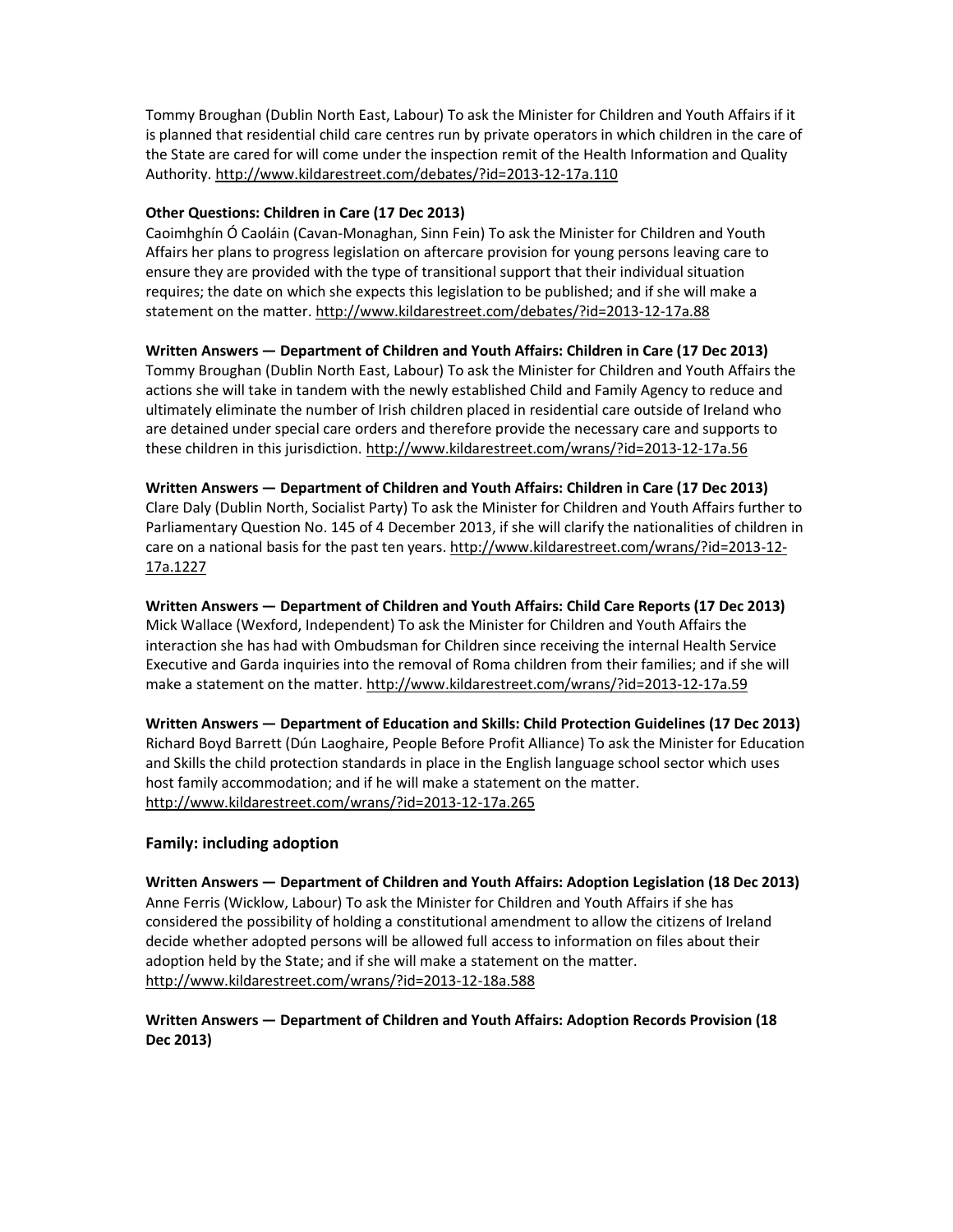Tommy Broughan (Dublin North East, Labour) To ask the Minister for Children and Youth Affairs if it is planned that residential child care centres run by private operators in which children in the care of the State are cared for will come under the inspection remit of the Health Information and Quality Authority. http://www.kildarestreet.com/debates/?id=2013-12-17a.110

**Other Questions: Children in Care (17 Dec 2013)**
Caoimhghín Ó Caoláin (Cavan-Monaghan, Sinn Fein) To ask the Minister for Children and Youth Affairs her plans to progress legislation on aftercare provision for young persons leaving care to ensure they are provided with the type of transitional support that their individual situation requires; the date on which she expects this legislation to be published; and if she will make a statement on the matter. http://www.kildarestreet.com/debates/?id=2013-12-17a.88

**Written Answers — Department of Children and Youth Affairs: Children in Care (17 Dec 2013)**
Tommy Broughan (Dublin North East, Labour) To ask the Minister for Children and Youth Affairs the actions she will take in tandem with the newly established Child and Family Agency to reduce and ultimately eliminate the number of Irish children placed in residential care outside of Ireland who are detained under special care orders and therefore provide the necessary care and supports to these children in this jurisdiction. http://www.kildarestreet.com/wrans/?id=2013-12-17a.56

**Written Answers — Department of Children and Youth Affairs: Children in Care (17 Dec 2013)**
Clare Daly (Dublin North, Socialist Party) To ask the Minister for Children and Youth Affairs further to Parliamentary Question No. 145 of 4 December 2013, if she will clarify the nationalities of children in care on a national basis for the past ten years. http://www.kildarestreet.com/wrans/?id=2013-12-17a.1227

**Written Answers — Department of Children and Youth Affairs: Child Care Reports (17 Dec 2013)**
Mick Wallace (Wexford, Independent) To ask the Minister for Children and Youth Affairs the interaction she has had with Ombudsman for Children since receiving the internal Health Service Executive and Garda inquiries into the removal of Roma children from their families; and if she will make a statement on the matter. http://www.kildarestreet.com/wrans/?id=2013-12-17a.59

**Written Answers — Department of Education and Skills: Child Protection Guidelines (17 Dec 2013)**
Richard Boyd Barrett (Dún Laoghaire, People Before Profit Alliance) To ask the Minister for Education and Skills the child protection standards in place in the English language school sector which uses host family accommodation; and if he will make a statement on the matter. http://www.kildarestreet.com/wrans/?id=2013-12-17a.265

## Family: including adoption

**Written Answers — Department of Children and Youth Affairs: Adoption Legislation (18 Dec 2013)**
Anne Ferris (Wicklow, Labour) To ask the Minister for Children and Youth Affairs if she has considered the possibility of holding a constitutional amendment to allow the citizens of Ireland decide whether adopted persons will be allowed full access to information on files about their adoption held by the State; and if she will make a statement on the matter. http://www.kildarestreet.com/wrans/?id=2013-12-18a.588

**Written Answers — Department of Children and Youth Affairs: Adoption Records Provision (18 Dec 2013)**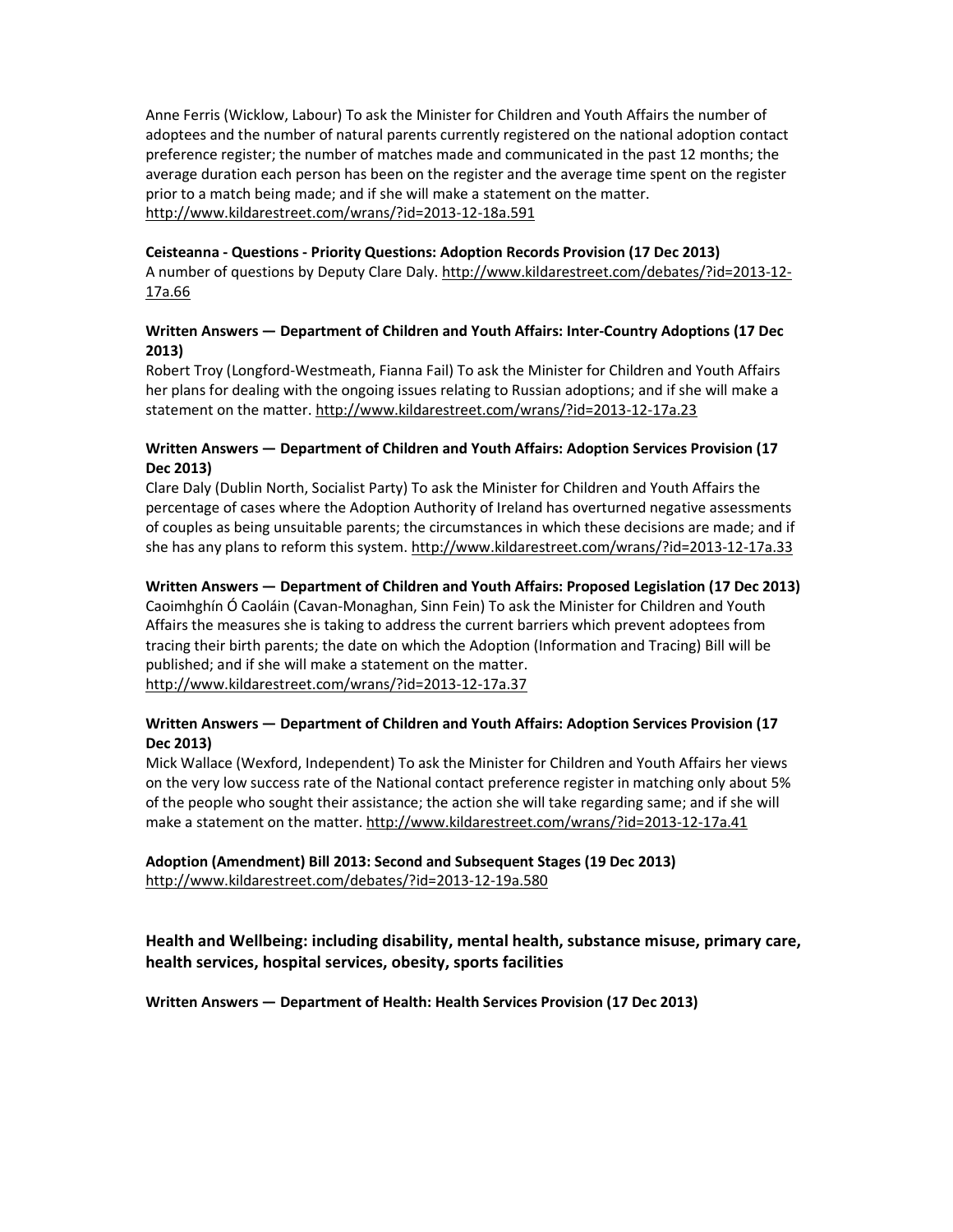Anne Ferris (Wicklow, Labour) To ask the Minister for Children and Youth Affairs the number of adoptees and the number of natural parents currently registered on the national adoption contact preference register; the number of matches made and communicated in the past 12 months; the average duration each person has been on the register and the average time spent on the register prior to a match being made; and if she will make a statement on the matter. http://www.kildarestreet.com/wrans/?id=2013-12-18a.591

**Ceisteanna - Questions - Priority Questions: Adoption Records Provision (17 Dec 2013)**
A number of questions by Deputy Clare Daly. http://www.kildarestreet.com/debates/?id=2013-12-17a.66

**Written Answers — Department of Children and Youth Affairs: Inter-Country Adoptions (17 Dec 2013)**
Robert Troy (Longford-Westmeath, Fianna Fail) To ask the Minister for Children and Youth Affairs her plans for dealing with the ongoing issues relating to Russian adoptions; and if she will make a statement on the matter. http://www.kildarestreet.com/wrans/?id=2013-12-17a.23

**Written Answers — Department of Children and Youth Affairs: Adoption Services Provision (17 Dec 2013)**
Clare Daly (Dublin North, Socialist Party) To ask the Minister for Children and Youth Affairs the percentage of cases where the Adoption Authority of Ireland has overturned negative assessments of couples as being unsuitable parents; the circumstances in which these decisions are made; and if she has any plans to reform this system. http://www.kildarestreet.com/wrans/?id=2013-12-17a.33

**Written Answers — Department of Children and Youth Affairs: Proposed Legislation (17 Dec 2013)**
Caoimhghín Ó Caoláin (Cavan-Monaghan, Sinn Fein) To ask the Minister for Children and Youth Affairs the measures she is taking to address the current barriers which prevent adoptees from tracing their birth parents; the date on which the Adoption (Information and Tracing) Bill will be published; and if she will make a statement on the matter.
http://www.kildarestreet.com/wrans/?id=2013-12-17a.37

**Written Answers — Department of Children and Youth Affairs: Adoption Services Provision (17 Dec 2013)**
Mick Wallace (Wexford, Independent) To ask the Minister for Children and Youth Affairs her views on the very low success rate of the National contact preference register in matching only about 5% of the people who sought their assistance; the action she will take regarding same; and if she will make a statement on the matter. http://www.kildarestreet.com/wrans/?id=2013-12-17a.41

**Adoption (Amendment) Bill 2013: Second and Subsequent Stages (19 Dec 2013)**
http://www.kildarestreet.com/debates/?id=2013-12-19a.580

## Health and Wellbeing: including disability, mental health, substance misuse, primary care, health services, hospital services, obesity, sports facilities

**Written Answers — Department of Health: Health Services Provision (17 Dec 2013)**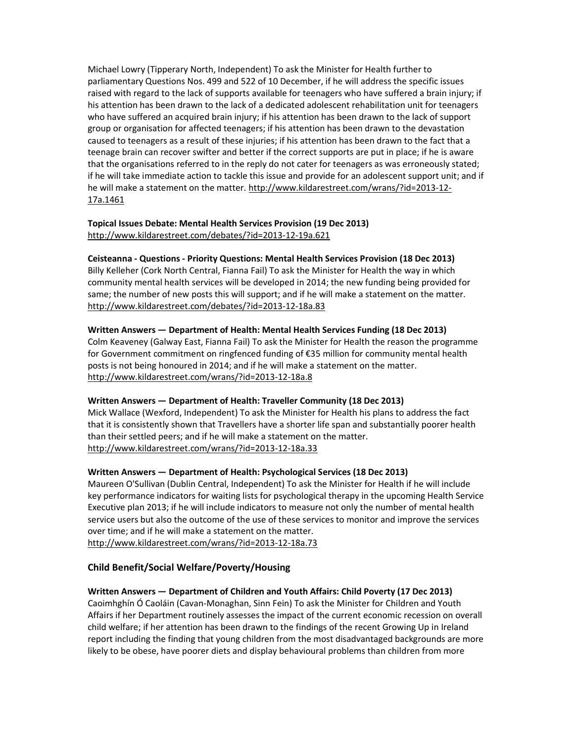Michael Lowry (Tipperary North, Independent) To ask the Minister for Health further to parliamentary Questions Nos. 499 and 522 of 10 December, if he will address the specific issues raised with regard to the lack of supports available for teenagers who have suffered a brain injury; if his attention has been drawn to the lack of a dedicated adolescent rehabilitation unit for teenagers who have suffered an acquired brain injury; if his attention has been drawn to the lack of support group or organisation for affected teenagers; if his attention has been drawn to the devastation caused to teenagers as a result of these injuries; if his attention has been drawn to the fact that a teenage brain can recover swifter and better if the correct supports are put in place; if he is aware that the organisations referred to in the reply do not cater for teenagers as was erroneously stated; if he will take immediate action to tackle this issue and provide for an adolescent support unit; and if he will make a statement on the matter. http://www.kildarestreet.com/wrans/?id=2013-12-17a.1461

**Topical Issues Debate: Mental Health Services Provision (19 Dec 2013)**
http://www.kildarestreet.com/debates/?id=2013-12-19a.621

**Ceisteanna - Questions - Priority Questions: Mental Health Services Provision (18 Dec 2013)**
Billy Kelleher (Cork North Central, Fianna Fail) To ask the Minister for Health the way in which community mental health services will be developed in 2014; the new funding being provided for same; the number of new posts this will support; and if he will make a statement on the matter. http://www.kildarestreet.com/debates/?id=2013-12-18a.83

**Written Answers — Department of Health: Mental Health Services Funding (18 Dec 2013)**
Colm Keaveney (Galway East, Fianna Fail) To ask the Minister for Health the reason the programme for Government commitment on ringfenced funding of €35 million for community mental health posts is not being honoured in 2014; and if he will make a statement on the matter. http://www.kildarestreet.com/wrans/?id=2013-12-18a.8

**Written Answers — Department of Health: Traveller Community (18 Dec 2013)**
Mick Wallace (Wexford, Independent) To ask the Minister for Health his plans to address the fact that it is consistently shown that Travellers have a shorter life span and substantially poorer health than their settled peers; and if he will make a statement on the matter. http://www.kildarestreet.com/wrans/?id=2013-12-18a.33

**Written Answers — Department of Health: Psychological Services (18 Dec 2013)**
Maureen O'Sullivan (Dublin Central, Independent) To ask the Minister for Health if he will include key performance indicators for waiting lists for psychological therapy in the upcoming Health Service Executive plan 2013; if he will include indicators to measure not only the number of mental health service users but also the outcome of the use of these services to monitor and improve the services over time; and if he will make a statement on the matter. http://www.kildarestreet.com/wrans/?id=2013-12-18a.73

## Child Benefit/Social Welfare/Poverty/Housing

**Written Answers — Department of Children and Youth Affairs: Child Poverty (17 Dec 2013)**
Caoimhghín Ó Caoláin (Cavan-Monaghan, Sinn Fein) To ask the Minister for Children and Youth Affairs if her Department routinely assesses the impact of the current economic recession on overall child welfare; if her attention has been drawn to the findings of the recent Growing Up in Ireland report including the finding that young children from the most disadvantaged backgrounds are more likely to be obese, have poorer diets and display behavioural problems than children from more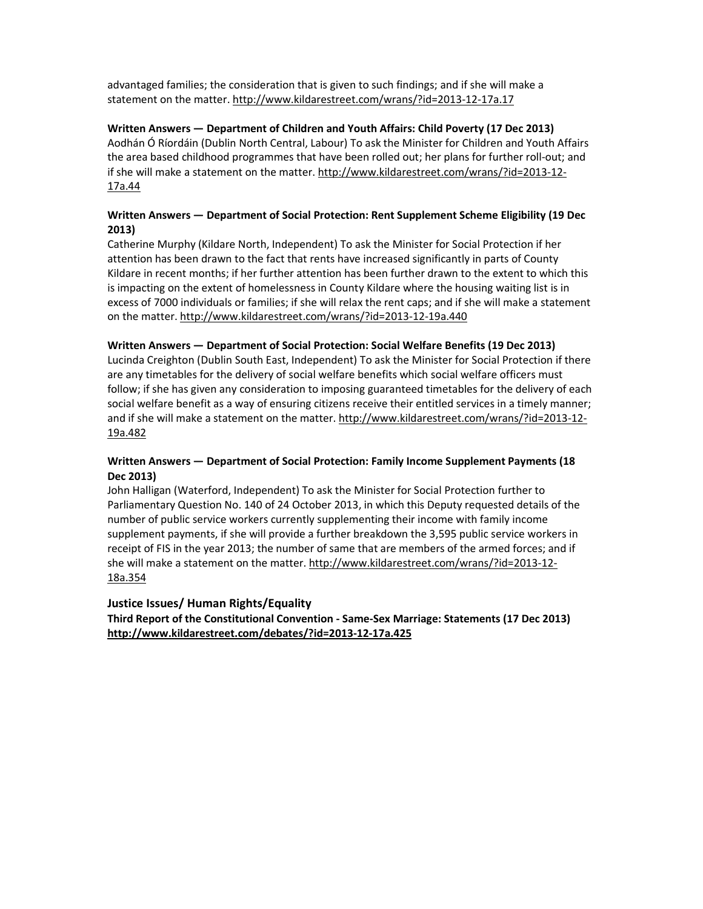advantaged families; the consideration that is given to such findings; and if she will make a statement on the matter. http://www.kildarestreet.com/wrans/?id=2013-12-17a.17

**Written Answers — Department of Children and Youth Affairs: Child Poverty (17 Dec 2013)**
Aodhán Ó Ríordáin (Dublin North Central, Labour) To ask the Minister for Children and Youth Affairs the area based childhood programmes that have been rolled out; her plans for further roll-out; and if she will make a statement on the matter. http://www.kildarestreet.com/wrans/?id=2013-12-17a.44

**Written Answers — Department of Social Protection: Rent Supplement Scheme Eligibility (19 Dec 2013)**
Catherine Murphy (Kildare North, Independent) To ask the Minister for Social Protection if her attention has been drawn to the fact that rents have increased significantly in parts of County Kildare in recent months; if her further attention has been further drawn to the extent to which this is impacting on the extent of homelessness in County Kildare where the housing waiting list is in excess of 7000 individuals or families; if she will relax the rent caps; and if she will make a statement on the matter. http://www.kildarestreet.com/wrans/?id=2013-12-19a.440

**Written Answers — Department of Social Protection: Social Welfare Benefits (19 Dec 2013)**
Lucinda Creighton (Dublin South East, Independent) To ask the Minister for Social Protection if there are any timetables for the delivery of social welfare benefits which social welfare officers must follow; if she has given any consideration to imposing guaranteed timetables for the delivery of each social welfare benefit as a way of ensuring citizens receive their entitled services in a timely manner; and if she will make a statement on the matter. http://www.kildarestreet.com/wrans/?id=2013-12-19a.482

**Written Answers — Department of Social Protection: Family Income Supplement Payments (18 Dec 2013)**
John Halligan (Waterford, Independent) To ask the Minister for Social Protection further to Parliamentary Question No. 140 of 24 October 2013, in which this Deputy requested details of the number of public service workers currently supplementing their income with family income supplement payments, if she will provide a further breakdown the 3,595 public service workers in receipt of FIS in the year 2013; the number of same that are members of the armed forces; and if she will make a statement on the matter. http://www.kildarestreet.com/wrans/?id=2013-12-18a.354

## Justice Issues/ Human Rights/Equality

**Third Report of the Constitutional Convention - Same-Sex Marriage: Statements (17 Dec 2013)**
**http://www.kildarestreet.com/debates/?id=2013-12-17a.425**